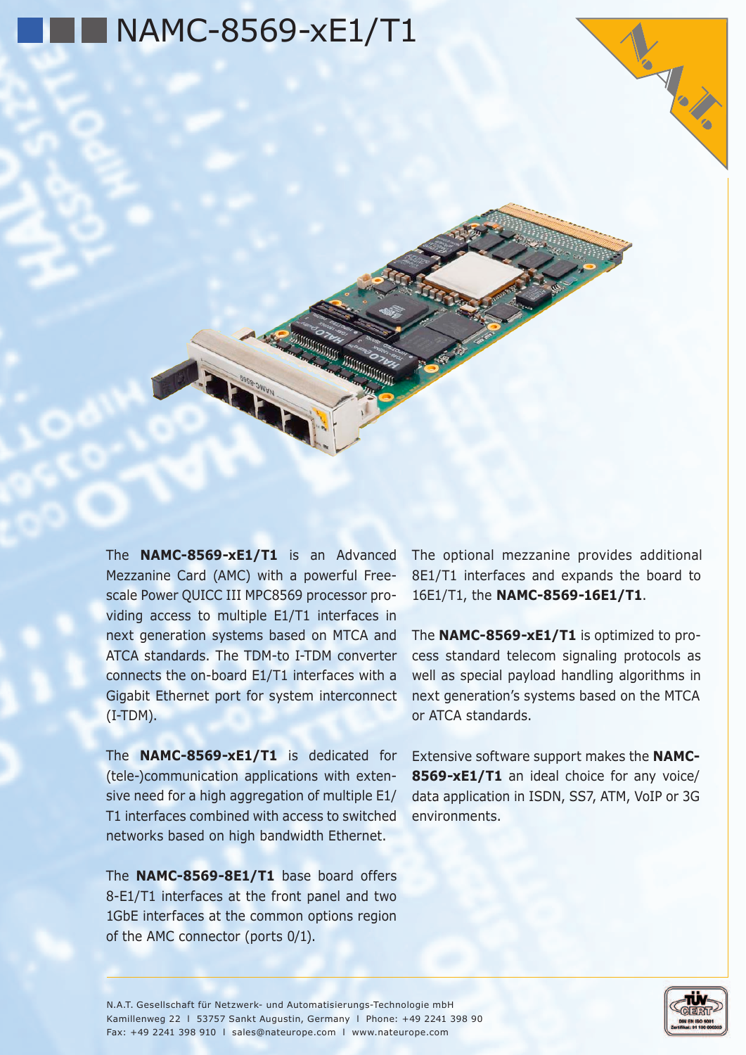# NAMC-8569-xE1/T1

The **NAMC-8569-xE1/T1** is an Advanced Mezzanine Card (AMC) with a powerful Freescale Power QUICC III MPC8569 processor providing access to multiple E1/T1 interfaces in next generation systems based on MTCA and ATCA standards. The TDM-to I-TDM converter connects the on-board E1/T1 interfaces with a Gigabit Ethernet port for system interconnect (I-TDM).

The **NAMC-8569-xE1/T1** is dedicated for (tele-)communication applications with extensive need for a high aggregation of multiple E1/T1 interfaces combined with access to switched networks based on high bandwidth Ethernet.

The **NAMC-8569-8E1/T1** base board offers 8-E1/T1 interfaces at the front panel and two 1GbE interfaces at the common options region of the AMC connector (ports 0/1).

The optional mezzanine provides additional 8E1/T1 interfaces and expands the board to 16E1/T1, the **NAMC-8569-16E1/T1**.

The **NAMC-8569-xE1/T1** is optimized to process standard telecom signaling protocols as well as special payload handling algorithms in next generation's systems based on the MTCA or ATCA standards.

Extensive software support makes the **NAMC-8569-xE1/T1** an ideal choice for any voice/data application in ISDN, SS7, ATM, VoIP or 3G environments.

N.A.T. Gesellschaft für Netzwerk- und Automatisierungs-Technologie mbH
Kamillenweg 22 I 53757 Sankt Augustin, Germany I Phone: +49 2241 398 90
Fax: +49 2241 398 910 I sales@nateurope.com I www.nateurope.com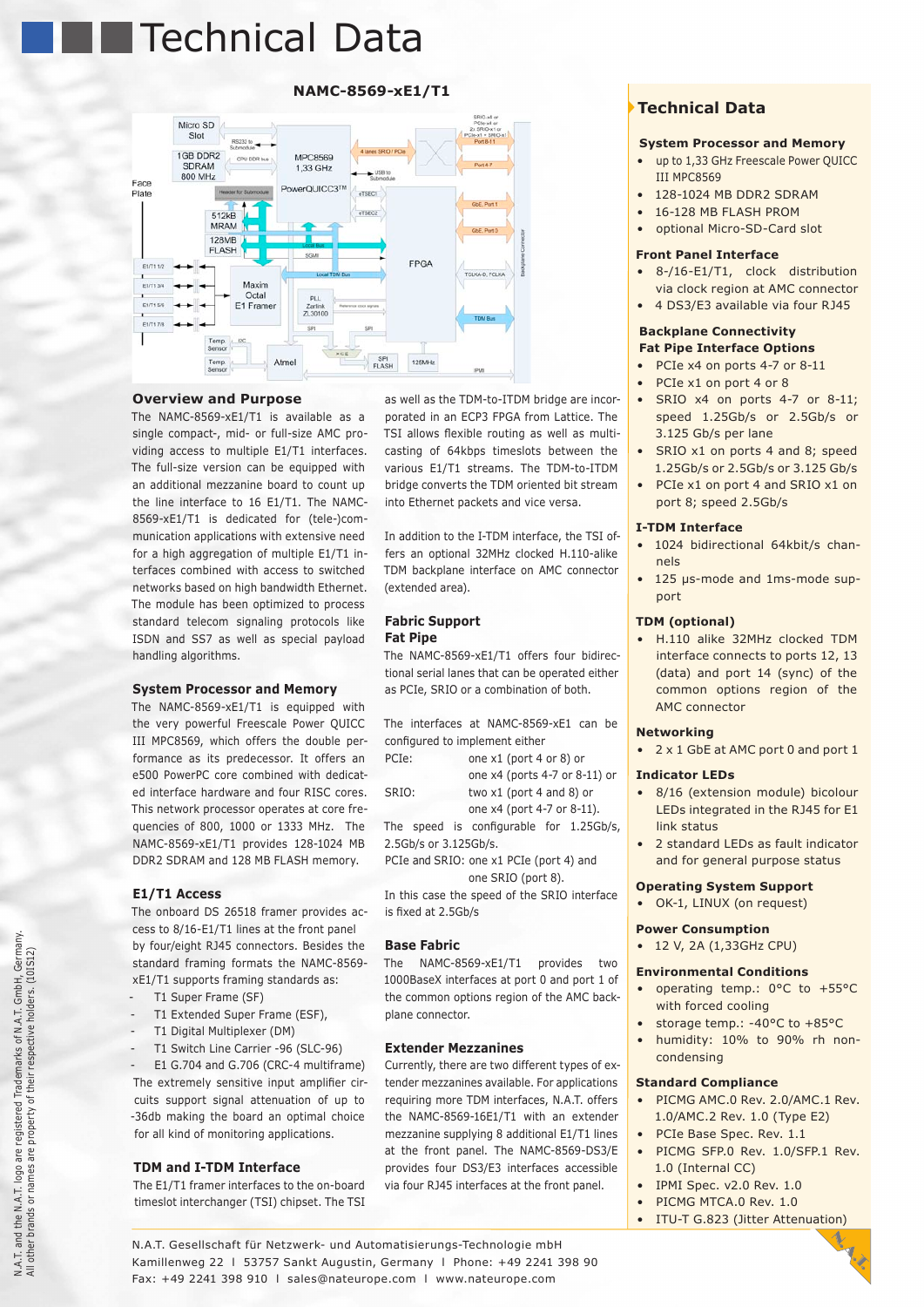# Technical Data

## NAMC-8569-xE1/T1

## Overview and Purpose

The NAMC-8569-xE1/T1 is available as a single compact-, mid- or full-size AMC providing access to multiple E1/T1 interfaces. The full-size version can be equipped with an additional mezzanine board to count up the line interface to 16 E1/T1. The NAMC-8569-xE1/T1 is dedicated for (tele-)communication applications with extensive need for a high aggregation of multiple E1/T1 interfaces combined with access to switched networks based on high bandwidth Ethernet. The module has been optimized to process standard telecom signaling protocols like ISDN and SS7 as well as special payload handling algorithms.

## System Processor and Memory

The NAMC-8569-xE1/T1 is equipped with the very powerful Freescale Power QUICC III MPC8569, which offers the double performance as its predecessor. It offers an e500 PowerPC core combined with dedicated interface hardware and four RISC cores. This network processor operates at core frequencies of 800, 1000 or 1333 MHz. The NAMC-8569-xE1/T1 provides 128-1024 MB DDR2 SDRAM and 128 MB FLASH memory.

## E1/T1 Access

The onboard DS 26518 framer provides access to 8/16-E1/T1 lines at the front panel by four/eight RJ45 connectors. Besides the standard framing formats the NAMC-8569-xE1/T1 supports framing standards as:

- T1 Super Frame (SF)
- T1 Extended Super Frame (ESF),
- T1 Digital Multiplexer (DM)
- T1 Switch Line Carrier -96 (SLC-96)
- E1 G.704 and G.706 (CRC-4 multiframe)

The extremely sensitive input amplifier circuits support signal attenuation of up to -36db making the board an optimal choice for all kind of monitoring applications.

## TDM and I-TDM Interface

The E1/T1 framer interfaces to the on-board timeslot interchanger (TSI) chipset. The TSI as well as the TDM-to-ITDM bridge are incorporated in an ECP3 FPGA from Lattice. The TSI allows flexible routing as well as multicasting of 64kbps timeslots between the various E1/T1 streams. The TDM-to-ITDM bridge converts the TDM oriented bit stream into Ethernet packets and vice versa.

In addition to the I-TDM interface, the TSI offers an optional 32MHz clocked H.110-alike TDM backplane interface on AMC connector (extended area).

## Fabric Support

### Fat Pipe

The NAMC-8569-xE1/T1 offers four bidirectional serial lanes that can be operated either as PCIe, SRIO or a combination of both.

The interfaces at NAMC-8569-xE1 can be configured to implement either

| | |
|---|---|
| PCIe: | one x1 (port 4 or 8) or |
| | one x4 (ports 4-7 or 8-11) or |
| SRIO: | two x1 (port 4 and 8) or |
| | one x4 (port 4-7 or 8-11). |

The speed is configurable for 1.25Gb/s, 2.5Gb/s or 3.125Gb/s.

PCIe and SRIO: one x1 PCIe (port 4) and one SRIO (port 8).

In this case the speed of the SRIO interface is fixed at 2.5Gb/s

### Base Fabric

The NAMC-8569-xE1/T1 provides two 1000BaseX interfaces at port 0 and port 1 of the common options region of the AMC backplane connector.

## Extender Mezzanines

Currently, there are two different types of extender mezzanines available. For applications requiring more TDM interfaces, N.A.T. offers the NAMC-8569-16E1/T1 with an extender mezzanine supplying 8 additional E1/T1 lines at the front panel. The NAMC-8569-DS3/E provides four DS3/E3 interfaces accessible via four RJ45 interfaces at the front panel.

## Technical Data

### System Processor and Memory

- up to 1,33 GHz Freescale Power QUICC III MPC8569
- 128-1024 MB DDR2 SDRAM
- 16-128 MB FLASH PROM
- optional Micro-SD-Card slot

### Front Panel Interface

- 8-/16-E1/T1, clock distribution via clock region at AMC connector
- 4 DS3/E3 available via four RJ45

### Backplane Connectivity Fat Pipe Interface Options

- PCIe x4 on ports 4-7 or 8-11
- PCIe x1 on port 4 or 8
- SRIO x4 on ports 4-7 or 8-11; speed 1.25Gb/s or 2.5Gb/s or 3.125 Gb/s per lane
- SRIO x1 on ports 4 and 8; speed 1.25Gb/s or 2.5Gb/s or 3.125 Gb/s
- PCIe x1 on port 4 and SRIO x1 on port 8; speed 2.5Gb/s

### I-TDM Interface

- 1024 bidirectional 64kbit/s channels
- 125 µs-mode and 1ms-mode support

### TDM (optional)

- H.110 alike 32MHz clocked TDM interface connects to ports 12, 13 (data) and port 14 (sync) of the common options region of the AMC connector

### Networking

- 2 x 1 GbE at AMC port 0 and port 1

### Indicator LEDs

- 8/16 (extension module) bicolour LEDs integrated in the RJ45 for E1 link status
- 2 standard LEDs as fault indicator and for general purpose status

### Operating System Support

- OK-1, LINUX (on request)

### Power Consumption

- 12 V, 2A (1,33GHz CPU)

### Environmental Conditions

- operating temp.: 0°C to +55°C with forced cooling
- storage temp.: -40°C to +85°C
- humidity: 10% to 90% rh non-condensing

### Standard Compliance

- PICMG AMC.0 Rev. 2.0/AMC.1 Rev. 1.0/AMC.2 Rev. 1.0 (Type E2)
- PCIe Base Spec. Rev. 1.1
- PICMG SFP.0 Rev. 1.0/SFP.1 Rev. 1.0 (Internal CC)
- IPMI Spec. v2.0 Rev. 1.0
- PICMG MTCA.0 Rev. 1.0
- ITU-T G.823 (Jitter Attenuation)

N.A.T. Gesellschaft für Netzwerk- und Automatisierungs-Technologie mbH
Kamillenweg 22 I 53757 Sankt Augustin, Germany I Phone: +49 2241 398 90
Fax: +49 2241 398 910 I sales@nateurope.com I www.nateurope.com

N.A.T. and the N.A.T. logo are registered Trademarks of N.A.T. GmbH, Germany.
All other brands or names are property of their respective holders. (101S12)